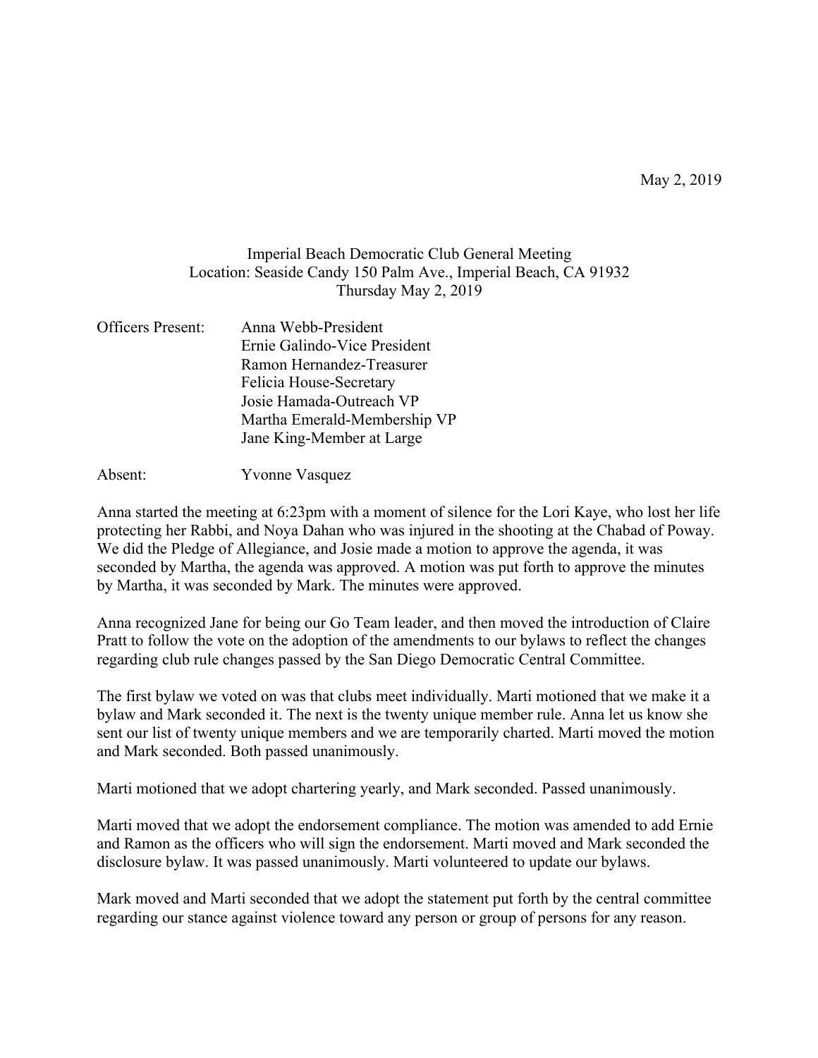May 2, 2019

Imperial Beach Democratic Club General Meeting
Location: Seaside Candy 150 Palm Ave., Imperial Beach, CA 91932
Thursday May 2, 2019

Officers Present:
- Anna Webb-President
- Ernie Galindo-Vice President
- Ramon Hernandez-Treasurer
- Felicia House-Secretary
- Josie Hamada-Outreach VP
- Martha Emerald-Membership VP
- Jane King-Member at Large

Absent: Yvonne Vasquez

Anna started the meeting at 6:23pm with a moment of silence for the Lori Kaye, who lost her life protecting her Rabbi, and Noya Dahan who was injured in the shooting at the Chabad of Poway. We did the Pledge of Allegiance, and Josie made a motion to approve the agenda, it was seconded by Martha, the agenda was approved. A motion was put forth to approve the minutes by Martha, it was seconded by Mark. The minutes were approved.

Anna recognized Jane for being our Go Team leader, and then moved the introduction of Claire Pratt to follow the vote on the adoption of the amendments to our bylaws to reflect the changes regarding club rule changes passed by the San Diego Democratic Central Committee.

The first bylaw we voted on was that clubs meet individually. Marti motioned that we make it a bylaw and Mark seconded it. The next is the twenty unique member rule. Anna let us know she sent our list of twenty unique members and we are temporarily charted. Marti moved the motion and Mark seconded. Both passed unanimously.

Marti motioned that we adopt chartering yearly, and Mark seconded. Passed unanimously.

Marti moved that we adopt the endorsement compliance. The motion was amended to add Ernie and Ramon as the officers who will sign the endorsement. Marti moved and Mark seconded the disclosure bylaw. It was passed unanimously. Marti volunteered to update our bylaws.

Mark moved and Marti seconded that we adopt the statement put forth by the central committee regarding our stance against violence toward any person or group of persons for any reason.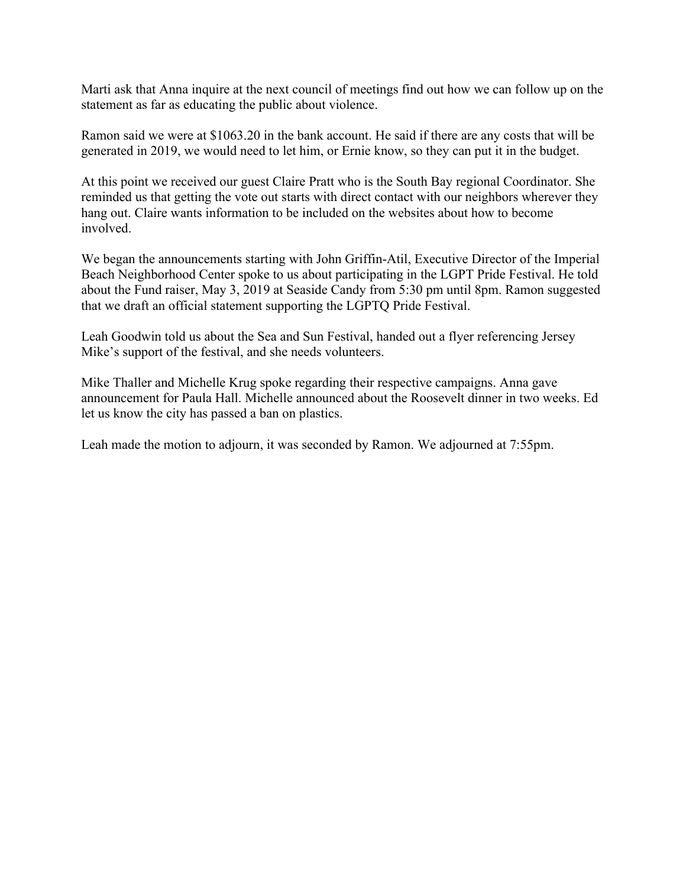Marti ask that Anna inquire at the next council of meetings find out how we can follow up on the statement as far as educating the public about violence.

Ramon said we were at $1063.20 in the bank account. He said if there are any costs that will be generated in 2019, we would need to let him, or Ernie know, so they can put it in the budget.

At this point we received our guest Claire Pratt who is the South Bay regional Coordinator. She reminded us that getting the vote out starts with direct contact with our neighbors wherever they hang out. Claire wants information to be included on the websites about how to become involved.

We began the announcements starting with John Griffin-Atil, Executive Director of the Imperial Beach Neighborhood Center spoke to us about participating in the LGPT Pride Festival. He told about the Fund raiser, May 3, 2019 at Seaside Candy from 5:30 pm until 8pm. Ramon suggested that we draft an official statement supporting the LGPTQ Pride Festival.

Leah Goodwin told us about the Sea and Sun Festival, handed out a flyer referencing Jersey Mike's support of the festival, and she needs volunteers.

Mike Thaller and Michelle Krug spoke regarding their respective campaigns. Anna gave announcement for Paula Hall. Michelle announced about the Roosevelt dinner in two weeks. Ed let us know the city has passed a ban on plastics.

Leah made the motion to adjourn, it was seconded by Ramon. We adjourned at 7:55pm.